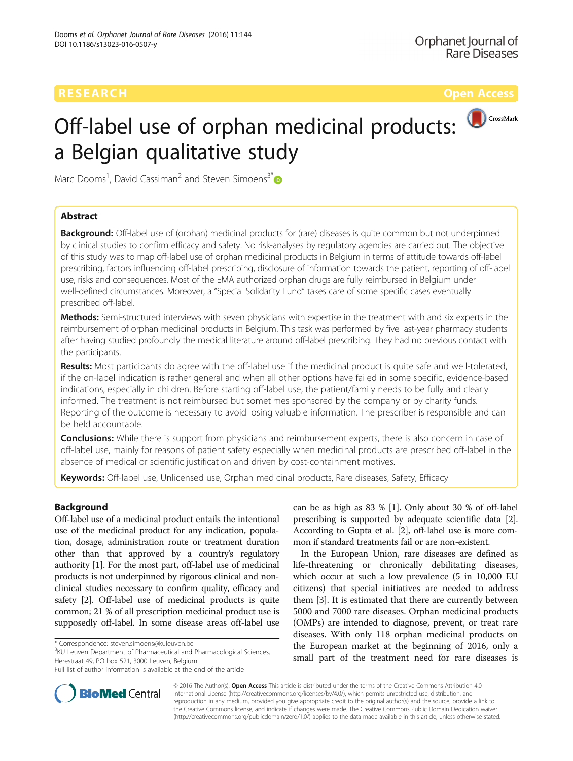RESEARCH Open Access

# Off-label use of orphan medicinal products: a Belgian qualitative study

Marc Dooms[1], David Cassiman[2] and Steven Simoens[3*]

## Abstract

**Background:** Off-label use of (orphan) medicinal products for (rare) diseases is quite common but not underpinned by clinical studies to confirm efficacy and safety. No risk-analyses by regulatory agencies are carried out. The objective of this study was to map off-label use of orphan medicinal products in Belgium in terms of attitude towards off-label prescribing, factors influencing off-label prescribing, disclosure of information towards the patient, reporting of off-label use, risks and consequences. Most of the EMA authorized orphan drugs are fully reimbursed in Belgium under well-defined circumstances. Moreover, a "Special Solidarity Fund" takes care of some specific cases eventually prescribed off-label.

**Methods:** Semi-structured interviews with seven physicians with expertise in the treatment with and six experts in the reimbursement of orphan medicinal products in Belgium. This task was performed by five last-year pharmacy students after having studied profoundly the medical literature around off-label prescribing. They had no previous contact with the participants.

**Results:** Most participants do agree with the off-label use if the medicinal product is quite safe and well-tolerated, if the on-label indication is rather general and when all other options have failed in some specific, evidence-based indications, especially in children. Before starting off-label use, the patient/family needs to be fully and clearly informed. The treatment is not reimbursed but sometimes sponsored by the company or by charity funds. Reporting of the outcome is necessary to avoid losing valuable information. The prescriber is responsible and can be held accountable.

**Conclusions:** While there is support from physicians and reimbursement experts, there is also concern in case of off-label use, mainly for reasons of patient safety especially when medicinal products are prescribed off-label in the absence of medical or scientific justification and driven by cost-containment motives.

**Keywords:** Off-label use, Unlicensed use, Orphan medicinal products, Rare diseases, Safety, Efficacy

## Background

Off-label use of a medicinal product entails the intentional use of the medicinal product for any indication, population, dosage, administration route or treatment duration other than that approved by a country's regulatory authority [1]. For the most part, off-label use of medicinal products is not underpinned by rigorous clinical and non-clinical studies necessary to confirm quality, efficacy and safety [2]. Off-label use of medicinal products is quite common; 21 % of all prescription medicinal product use is supposedly off-label. In some disease areas off-label use can be as high as 83 % [1]. Only about 30 % of off-label prescribing is supported by adequate scientific data [2]. According to Gupta et al. [2], off-label use is more common if standard treatments fail or are non-existent.

In the European Union, rare diseases are defined as life-threatening or chronically debilitating diseases, which occur at such a low prevalence (5 in 10,000 EU citizens) that special initiatives are needed to address them [3]. It is estimated that there are currently between 5000 and 7000 rare diseases. Orphan medicinal products (OMPs) are intended to diagnose, prevent, or treat rare diseases. With only 118 orphan medicinal products on the European market at the beginning of 2016, only a small part of the treatment need for rare diseases is

* Correspondence: steven.simoens@kuleuven.be
[3]KU Leuven Department of Pharmaceutical and Pharmacological Sciences, Herestraat 49, PO box 521, 3000 Leuven, Belgium
Full list of author information is available at the end of the article

© 2016 The Author(s). **Open Access** This article is distributed under the terms of the Creative Commons Attribution 4.0 International License (http://creativecommons.org/licenses/by/4.0/), which permits unrestricted use, distribution, and reproduction in any medium, provided you give appropriate credit to the original author(s) and the source, provide a link to the Creative Commons license, and indicate if changes were made. The Creative Commons Public Domain Dedication waiver (http://creativecommons.org/publicdomain/zero/1.0/) applies to the data made available in this article, unless otherwise stated.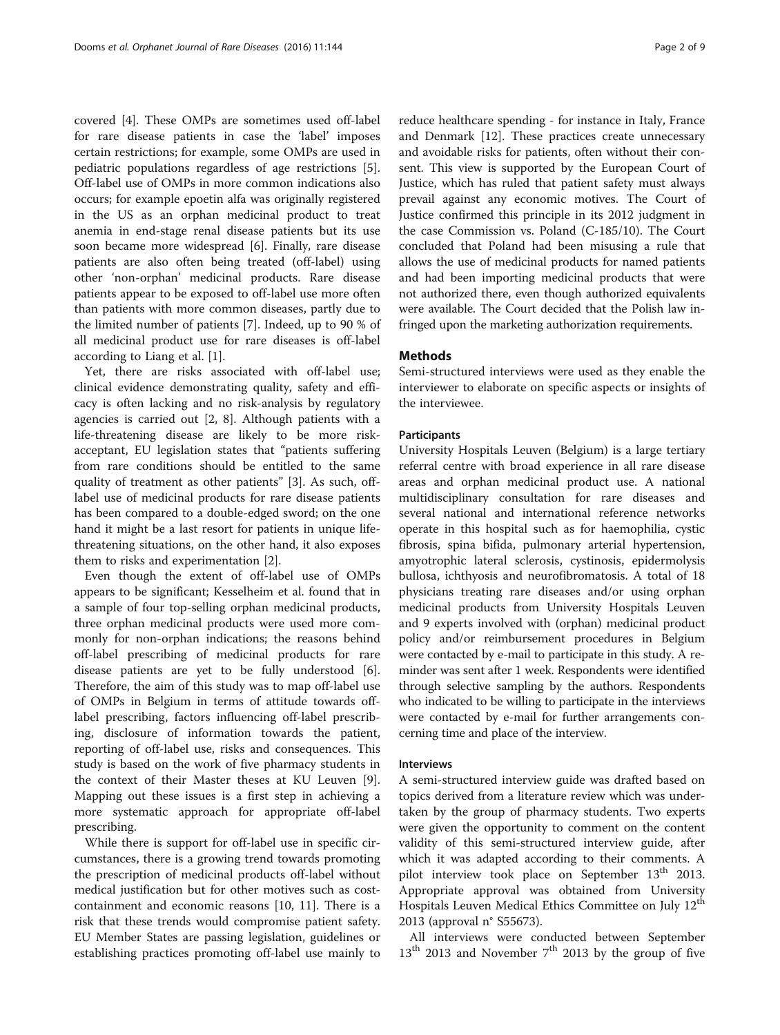covered [4]. These OMPs are sometimes used off-label for rare disease patients in case the 'label' imposes certain restrictions; for example, some OMPs are used in pediatric populations regardless of age restrictions [5]. Off-label use of OMPs in more common indications also occurs; for example epoetin alfa was originally registered in the US as an orphan medicinal product to treat anemia in end-stage renal disease patients but its use soon became more widespread [6]. Finally, rare disease patients are also often being treated (off-label) using other 'non-orphan' medicinal products. Rare disease patients appear to be exposed to off-label use more often than patients with more common diseases, partly due to the limited number of patients [7]. Indeed, up to 90 % of all medicinal product use for rare diseases is off-label according to Liang et al. [1].

Yet, there are risks associated with off-label use; clinical evidence demonstrating quality, safety and efficacy is often lacking and no risk-analysis by regulatory agencies is carried out [2, 8]. Although patients with a life-threatening disease are likely to be more risk-acceptant, EU legislation states that "patients suffering from rare conditions should be entitled to the same quality of treatment as other patients" [3]. As such, off-label use of medicinal products for rare disease patients has been compared to a double-edged sword; on the one hand it might be a last resort for patients in unique life-threatening situations, on the other hand, it also exposes them to risks and experimentation [2].

Even though the extent of off-label use of OMPs appears to be significant; Kesselheim et al. found that in a sample of four top-selling orphan medicinal products, three orphan medicinal products were used more commonly for non-orphan indications; the reasons behind off-label prescribing of medicinal products for rare disease patients are yet to be fully understood [6]. Therefore, the aim of this study was to map off-label use of OMPs in Belgium in terms of attitude towards off-label prescribing, factors influencing off-label prescribing, disclosure of information towards the patient, reporting of off-label use, risks and consequences. This study is based on the work of five pharmacy students in the context of their Master theses at KU Leuven [9]. Mapping out these issues is a first step in achieving a more systematic approach for appropriate off-label prescribing.

While there is support for off-label use in specific circumstances, there is a growing trend towards promoting the prescription of medicinal products off-label without medical justification but for other motives such as cost-containment and economic reasons [10, 11]. There is a risk that these trends would compromise patient safety. EU Member States are passing legislation, guidelines or establishing practices promoting off-label use mainly to reduce healthcare spending - for instance in Italy, France and Denmark [12]. These practices create unnecessary and avoidable risks for patients, often without their consent. This view is supported by the European Court of Justice, which has ruled that patient safety must always prevail against any economic motives. The Court of Justice confirmed this principle in its 2012 judgment in the case Commission vs. Poland (C-185/10). The Court concluded that Poland had been misusing a rule that allows the use of medicinal products for named patients and had been importing medicinal products that were not authorized there, even though authorized equivalents were available. The Court decided that the Polish law infringed upon the marketing authorization requirements.

## Methods

Semi-structured interviews were used as they enable the interviewer to elaborate on specific aspects or insights of the interviewee.

### Participants

University Hospitals Leuven (Belgium) is a large tertiary referral centre with broad experience in all rare disease areas and orphan medicinal product use. A national multidisciplinary consultation for rare diseases and several national and international reference networks operate in this hospital such as for haemophilia, cystic fibrosis, spina bifida, pulmonary arterial hypertension, amyotrophic lateral sclerosis, cystinosis, epidermolysis bullosa, ichthyosis and neurofibromatosis. A total of 18 physicians treating rare diseases and/or using orphan medicinal products from University Hospitals Leuven and 9 experts involved with (orphan) medicinal product policy and/or reimbursement procedures in Belgium were contacted by e-mail to participate in this study. A reminder was sent after 1 week. Respondents were identified through selective sampling by the authors. Respondents who indicated to be willing to participate in the interviews were contacted by e-mail for further arrangements concerning time and place of the interview.

### Interviews

A semi-structured interview guide was drafted based on topics derived from a literature review which was undertaken by the group of pharmacy students. Two experts were given the opportunity to comment on the content validity of this semi-structured interview guide, after which it was adapted according to their comments. A pilot interview took place on September 13th 2013. Appropriate approval was obtained from University Hospitals Leuven Medical Ethics Committee on July 12th 2013 (approval n° S55673).

All interviews were conducted between September 13th 2013 and November 7th 2013 by the group of five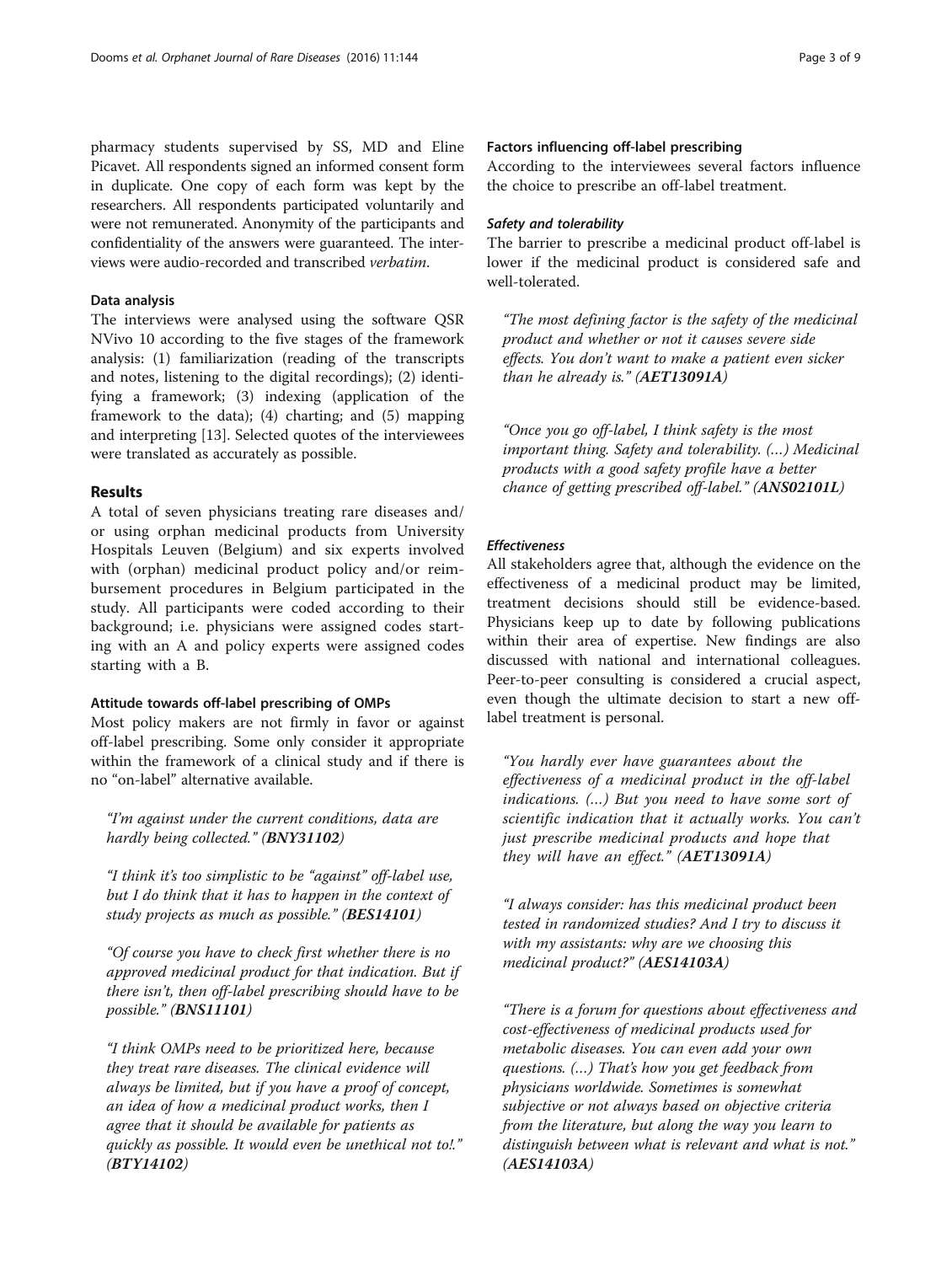pharmacy students supervised by SS, MD and Eline Picavet. All respondents signed an informed consent form in duplicate. One copy of each form was kept by the researchers. All respondents participated voluntarily and were not remunerated. Anonymity of the participants and confidentiality of the answers were guaranteed. The interviews were audio-recorded and transcribed *verbatim*.

### Data analysis

The interviews were analysed using the software QSR NVivo 10 according to the five stages of the framework analysis: (1) familiarization (reading of the transcripts and notes, listening to the digital recordings); (2) identifying a framework; (3) indexing (application of the framework to the data); (4) charting; and (5) mapping and interpreting [13]. Selected quotes of the interviewees were translated as accurately as possible.

## Results

A total of seven physicians treating rare diseases and/or using orphan medicinal products from University Hospitals Leuven (Belgium) and six experts involved with (orphan) medicinal product policy and/or reimbursement procedures in Belgium participated in the study. All participants were coded according to their background; i.e. physicians were assigned codes starting with an A and policy experts were assigned codes starting with a B.

### Attitude towards off-label prescribing of OMPs

Most policy makers are not firmly in favor or against off-label prescribing. Some only consider it appropriate within the framework of a clinical study and if there is no "on-label" alternative available.

> *"I'm against under the current conditions, data are hardly being collected." (**BNY31102**)*

> *"I think it's too simplistic to be "against" off-label use, but I do think that it has to happen in the context of study projects as much as possible." (**BES14101**)*

> *"Of course you have to check first whether there is no approved medicinal product for that indication. But if there isn't, then off-label prescribing should have to be possible." (**BNS11101**)*

> *"I think OMPs need to be prioritized here, because they treat rare diseases. The clinical evidence will always be limited, but if you have a proof of concept, an idea of how a medicinal product works, then I agree that it should be available for patients as quickly as possible. It would even be unethical not to!." (**BTY14102**)*

### Factors influencing off-label prescribing

According to the interviewees several factors influence the choice to prescribe an off-label treatment.

#### *Safety and tolerability*

The barrier to prescribe a medicinal product off-label is lower if the medicinal product is considered safe and well-tolerated.

> *"The most defining factor is the safety of the medicinal product and whether or not it causes severe side effects. You don't want to make a patient even sicker than he already is." (**AET13091A**)*

> *"Once you go off-label, I think safety is the most important thing. Safety and tolerability. (…) Medicinal products with a good safety profile have a better chance of getting prescribed off-label." (**ANS02101L**)*

#### *Effectiveness*

All stakeholders agree that, although the evidence on the effectiveness of a medicinal product may be limited, treatment decisions should still be evidence-based. Physicians keep up to date by following publications within their area of expertise. New findings are also discussed with national and international colleagues. Peer-to-peer consulting is considered a crucial aspect, even though the ultimate decision to start a new off-label treatment is personal.

> *"You hardly ever have guarantees about the effectiveness of a medicinal product in the off-label indications. (…) But you need to have some sort of scientific indication that it actually works. You can't just prescribe medicinal products and hope that they will have an effect." (**AET13091A**)*

> *"I always consider: has this medicinal product been tested in randomized studies? And I try to discuss it with my assistants: why are we choosing this medicinal product?" (**AES14103A**)*

> *"There is a forum for questions about effectiveness and cost-effectiveness of medicinal products used for metabolic diseases. You can even add your own questions. (…) That's how you get feedback from physicians worldwide. Sometimes is somewhat subjective or not always based on objective criteria from the literature, but along the way you learn to distinguish between what is relevant and what is not." (**AES14103A**)*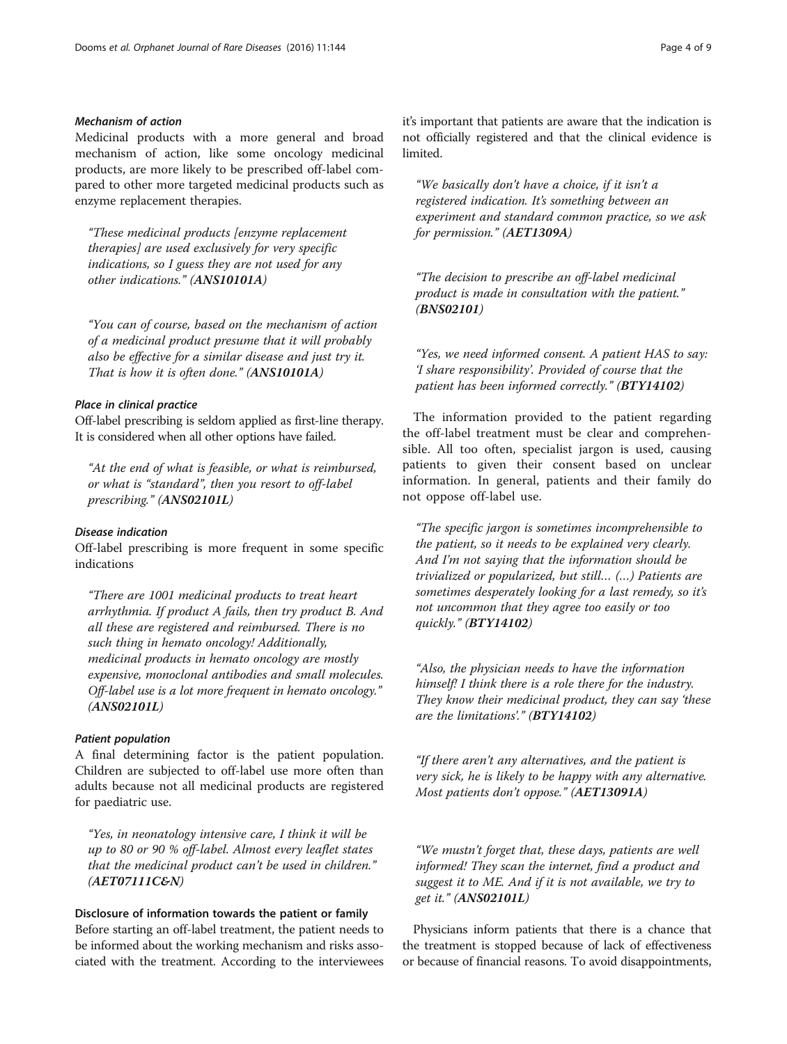#### *Mechanism of action*

Medicinal products with a more general and broad mechanism of action, like some oncology medicinal products, are more likely to be prescribed off-label compared to other more targeted medicinal products such as enzyme replacement therapies.

> *"These medicinal products [enzyme replacement therapies] are used exclusively for very specific indications, so I guess they are not used for any other indications."* ***(ANS10101A)***

> *"You can of course, based on the mechanism of action of a medicinal product presume that it will probably also be effective for a similar disease and just try it. That is how it is often done."* ***(ANS10101A)***

#### *Place in clinical practice*

Off-label prescribing is seldom applied as first-line therapy. It is considered when all other options have failed.

> *"At the end of what is feasible, or what is reimbursed, or what is "standard", then you resort to off-label prescribing."* ***(ANS02101L)***

#### *Disease indication*

Off-label prescribing is more frequent in some specific indications

> *"There are 1001 medicinal products to treat heart arrhythmia. If product A fails, then try product B. And all these are registered and reimbursed. There is no such thing in hemato oncology! Additionally, medicinal products in hemato oncology are mostly expensive, monoclonal antibodies and small molecules. Off-label use is a lot more frequent in hemato oncology."* ***(ANS02101L)***

#### *Patient population*

A final determining factor is the patient population. Children are subjected to off-label use more often than adults because not all medicinal products are registered for paediatric use.

> *"Yes, in neonatology intensive care, I think it will be up to 80 or 90 % off-label. Almost every leaflet states that the medicinal product can't be used in children."* ***(AET07111C&N)***

### Disclosure of information towards the patient or family

Before starting an off-label treatment, the patient needs to be informed about the working mechanism and risks associated with the treatment. According to the interviewees it's important that patients are aware that the indication is not officially registered and that the clinical evidence is limited.

> *"We basically don't have a choice, if it isn't a registered indication. It's something between an experiment and standard common practice, so we ask for permission."* ***(AET1309A)***

> *"The decision to prescribe an off-label medicinal product is made in consultation with the patient."* ***(BNS02101)***

> *"Yes, we need informed consent. A patient HAS to say: 'I share responsibility'. Provided of course that the patient has been informed correctly."* ***(BTY14102)***

The information provided to the patient regarding the off-label treatment must be clear and comprehensible. All too often, specialist jargon is used, causing patients to given their consent based on unclear information. In general, patients and their family do not oppose off-label use.

> *"The specific jargon is sometimes incomprehensible to the patient, so it needs to be explained very clearly. And I'm not saying that the information should be trivialized or popularized, but still… (…) Patients are sometimes desperately looking for a last remedy, so it's not uncommon that they agree too easily or too quickly."* ***(BTY14102)***

> *"Also, the physician needs to have the information himself! I think there is a role there for the industry. They know their medicinal product, they can say 'these are the limitations'."* ***(BTY14102)***

> *"If there aren't any alternatives, and the patient is very sick, he is likely to be happy with any alternative. Most patients don't oppose."* ***(AET13091A)***

> *"We mustn't forget that, these days, patients are well informed! They scan the internet, find a product and suggest it to ME. And if it is not available, we try to get it."* ***(ANS02101L)***

Physicians inform patients that there is a chance that the treatment is stopped because of lack of effectiveness or because of financial reasons. To avoid disappointments,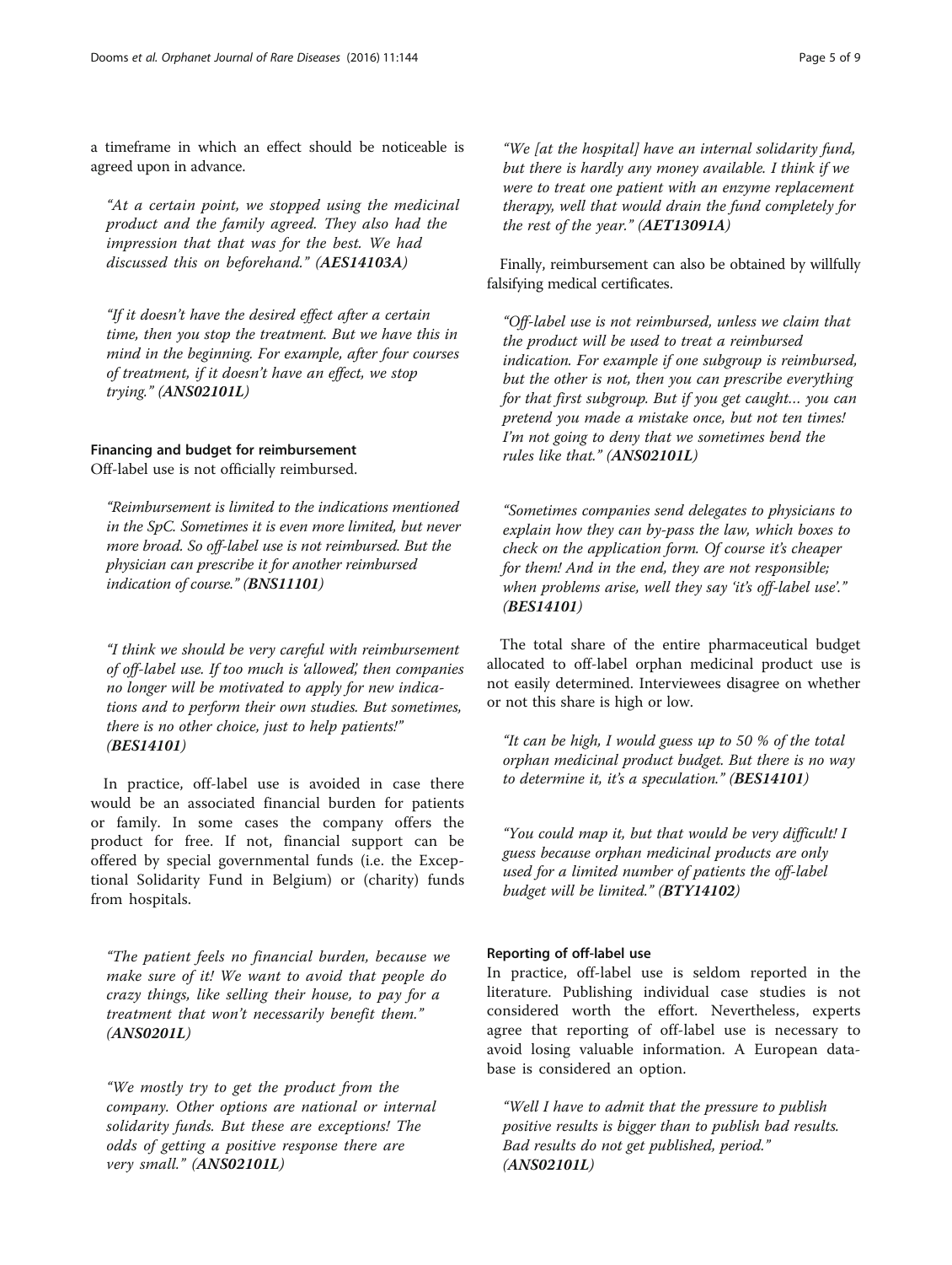a timeframe in which an effect should be noticeable is agreed upon in advance.

> *"At a certain point, we stopped using the medicinal product and the family agreed. They also had the impression that that was for the best. We had discussed this on beforehand."* ***(AES14103A)***

> *"If it doesn't have the desired effect after a certain time, then you stop the treatment. But we have this in mind in the beginning. For example, after four courses of treatment, if it doesn't have an effect, we stop trying."* ***(ANS02101L)***

#### Financing and budget for reimbursement

Off-label use is not officially reimbursed.

> *"Reimbursement is limited to the indications mentioned in the SpC. Sometimes it is even more limited, but never more broad. So off-label use is not reimbursed. But the physician can prescribe it for another reimbursed indication of course."* ***(BNS11101)***

> *"I think we should be very careful with reimbursement of off-label use. If too much is 'allowed', then companies no longer will be motivated to apply for new indications and to perform their own studies. But sometimes, there is no other choice, just to help patients!"* ***(BES14101)***

In practice, off-label use is avoided in case there would be an associated financial burden for patients or family. In some cases the company offers the product for free. If not, financial support can be offered by special governmental funds (i.e. the Exceptional Solidarity Fund in Belgium) or (charity) funds from hospitals.

> *"The patient feels no financial burden, because we make sure of it! We want to avoid that people do crazy things, like selling their house, to pay for a treatment that won't necessarily benefit them."* ***(ANS0201L)***

> *"We mostly try to get the product from the company. Other options are national or internal solidarity funds. But these are exceptions! The odds of getting a positive response there are very small."* ***(ANS02101L)***

> *"We [at the hospital] have an internal solidarity fund, but there is hardly any money available. I think if we were to treat one patient with an enzyme replacement therapy, well that would drain the fund completely for the rest of the year."* ***(AET13091A)***

Finally, reimbursement can also be obtained by willfully falsifying medical certificates.

> *"Off-label use is not reimbursed, unless we claim that the product will be used to treat a reimbursed indication. For example if one subgroup is reimbursed, but the other is not, then you can prescribe everything for that first subgroup. But if you get caught… you can pretend you made a mistake once, but not ten times! I'm not going to deny that we sometimes bend the rules like that."* ***(ANS02101L)***

> *"Sometimes companies send delegates to physicians to explain how they can by-pass the law, which boxes to check on the application form. Of course it's cheaper for them! And in the end, they are not responsible; when problems arise, well they say 'it's off-label use'."* ***(BES14101)***

The total share of the entire pharmaceutical budget allocated to off-label orphan medicinal product use is not easily determined. Interviewees disagree on whether or not this share is high or low.

> *"It can be high, I would guess up to 50 % of the total orphan medicinal product budget. But there is no way to determine it, it's a speculation."* ***(BES14101)***

> *"You could map it, but that would be very difficult! I guess because orphan medicinal products are only used for a limited number of patients the off-label budget will be limited."* ***(BTY14102)***

#### Reporting of off-label use

In practice, off-label use is seldom reported in the literature. Publishing individual case studies is not considered worth the effort. Nevertheless, experts agree that reporting of off-label use is necessary to avoid losing valuable information. A European database is considered an option.

> *"Well I have to admit that the pressure to publish positive results is bigger than to publish bad results. Bad results do not get published, period."* ***(ANS02101L)***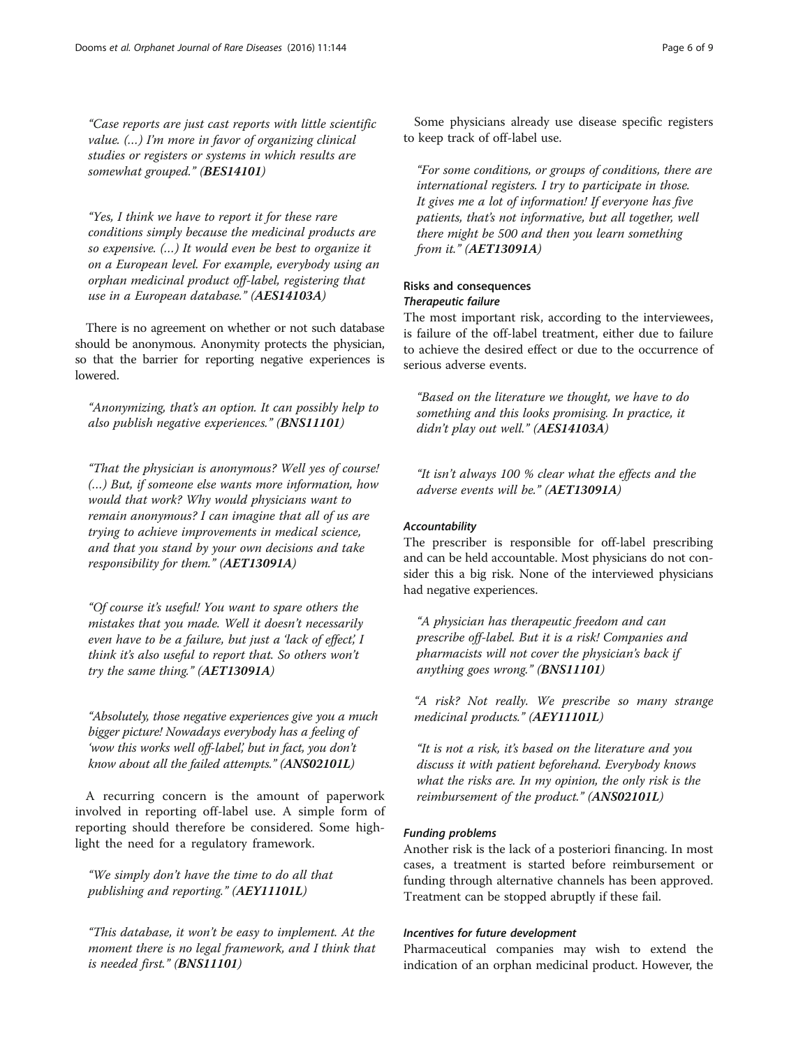*"Case reports are just cast reports with little scientific value. (…) I'm more in favor of organizing clinical studies or registers or systems in which results are somewhat grouped." (**BES14101**)*

*"Yes, I think we have to report it for these rare conditions simply because the medicinal products are so expensive. (…) It would even be best to organize it on a European level. For example, everybody using an orphan medicinal product off-label, registering that use in a European database." (**AES14103A**)*

There is no agreement on whether or not such database should be anonymous. Anonymity protects the physician, so that the barrier for reporting negative experiences is lowered.

*"Anonymizing, that's an option. It can possibly help to also publish negative experiences." (**BNS11101**)*

*"That the physician is anonymous? Well yes of course! (…) But, if someone else wants more information, how would that work? Why would physicians want to remain anonymous? I can imagine that all of us are trying to achieve improvements in medical science, and that you stand by your own decisions and take responsibility for them." (**AET13091A**)*

*"Of course it's useful! You want to spare others the mistakes that you made. Well it doesn't necessarily even have to be a failure, but just a 'lack of effect,' I think it's also useful to report that. So others won't try the same thing." (**AET13091A**)*

*"Absolutely, those negative experiences give you a much bigger picture! Nowadays everybody has a feeling of 'wow this works well off-label,' but in fact, you don't know about all the failed attempts." (**ANS02101L**)*

A recurring concern is the amount of paperwork involved in reporting off-label use. A simple form of reporting should therefore be considered. Some highlight the need for a regulatory framework.

*"We simply don't have the time to do all that publishing and reporting." (**AEY11101L**)*

*"This database, it won't be easy to implement. At the moment there is no legal framework, and I think that is needed first." (**BNS11101**)*

Some physicians already use disease specific registers to keep track of off-label use.

*"For some conditions, or groups of conditions, there are international registers. I try to participate in those. It gives me a lot of information! If everyone has five patients, that's not informative, but all together, well there might be 500 and then you learn something from it." (**AET13091A**)*

### Risks and consequences

#### *Therapeutic failure*

The most important risk, according to the interviewees, is failure of the off-label treatment, either due to failure to achieve the desired effect or due to the occurrence of serious adverse events.

*"Based on the literature we thought, we have to do something and this looks promising. In practice, it didn't play out well." (**AES14103A**)*

*"It isn't always 100 % clear what the effects and the adverse events will be." (**AET13091A**)*

#### *Accountability*

The prescriber is responsible for off-label prescribing and can be held accountable. Most physicians do not consider this a big risk. None of the interviewed physicians had negative experiences.

*"A physician has therapeutic freedom and can prescribe off-label. But it is a risk! Companies and pharmacists will not cover the physician's back if anything goes wrong." (**BNS11101**)*

*"A risk? Not really. We prescribe so many strange medicinal products." (**AEY11101L**)*

*"It is not a risk, it's based on the literature and you discuss it with patient beforehand. Everybody knows what the risks are. In my opinion, the only risk is the reimbursement of the product." (**ANS02101L**)*

#### *Funding problems*

Another risk is the lack of a posteriori financing. In most cases, a treatment is started before reimbursement or funding through alternative channels has been approved. Treatment can be stopped abruptly if these fail.

#### *Incentives for future development*

Pharmaceutical companies may wish to extend the indication of an orphan medicinal product. However, the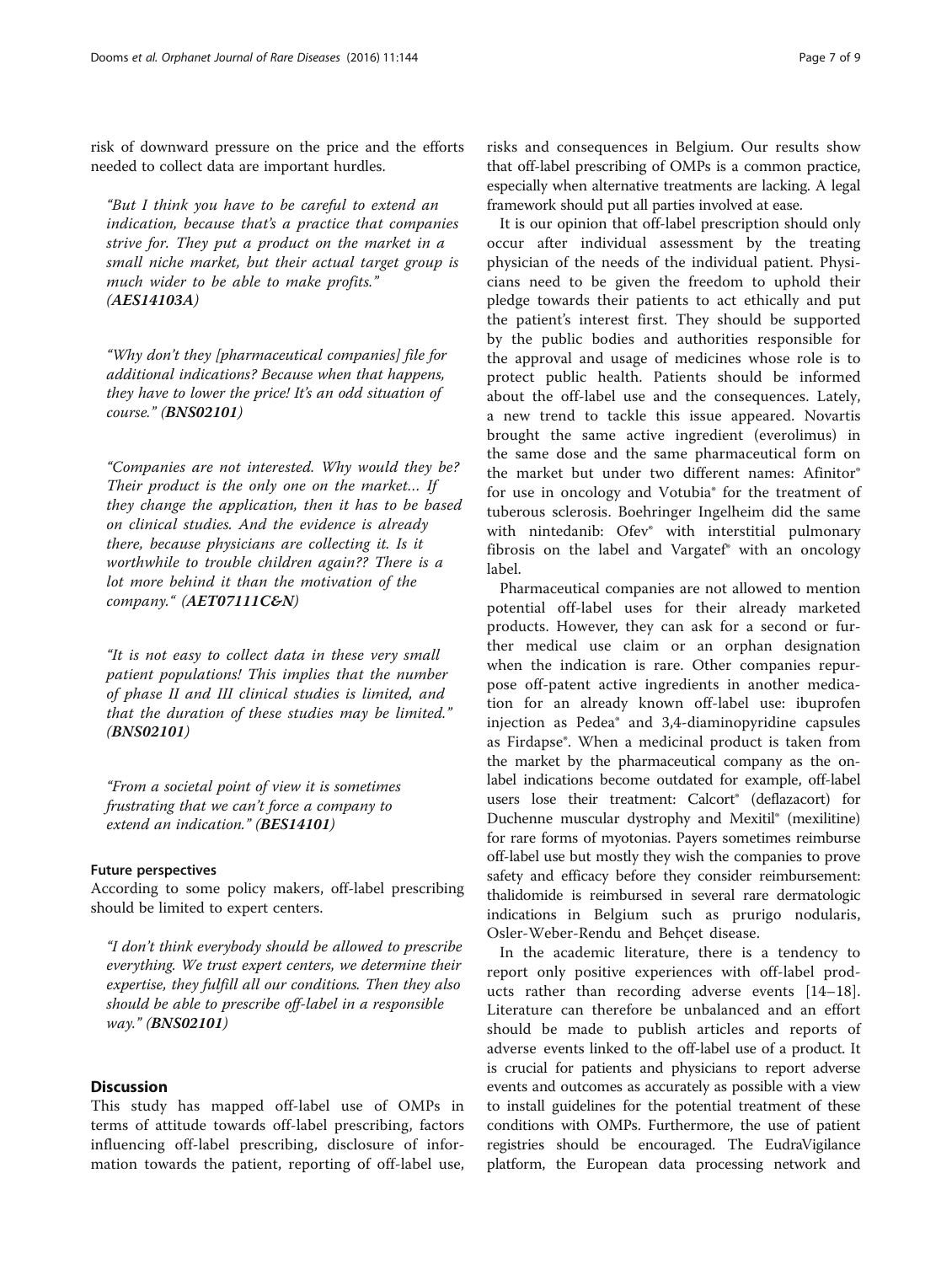risk of downward pressure on the price and the efforts needed to collect data are important hurdles.

> *"But I think you have to be careful to extend an indication, because that's a practice that companies strive for. They put a product on the market in a small niche market, but their actual target group is much wider to be able to make profits."* **(AES14103A)**

> *"Why don't they [pharmaceutical companies] file for additional indications? Because when that happens, they have to lower the price! It's an odd situation of course."* **(BNS02101)**

> *"Companies are not interested. Why would they be? Their product is the only one on the market… If they change the application, then it has to be based on clinical studies. And the evidence is already there, because physicians are collecting it. Is it worthwhile to trouble children again?? There is a lot more behind it than the motivation of the company."* **(AET07111C&N)**

> *"It is not easy to collect data in these very small patient populations! This implies that the number of phase II and III clinical studies is limited, and that the duration of these studies may be limited."* **(BNS02101)**

> *"From a societal point of view it is sometimes frustrating that we can't force a company to extend an indication."* **(BES14101)**

### Future perspectives

According to some policy makers, off-label prescribing should be limited to expert centers.

> *"I don't think everybody should be allowed to prescribe everything. We trust expert centers, we determine their expertise, they fulfill all our conditions. Then they also should be able to prescribe off-label in a responsible way."* **(BNS02101)**

## Discussion

This study has mapped off-label use of OMPs in terms of attitude towards off-label prescribing, factors influencing off-label prescribing, disclosure of information towards the patient, reporting of off-label use, risks and consequences in Belgium. Our results show that off-label prescribing of OMPs is a common practice, especially when alternative treatments are lacking. A legal framework should put all parties involved at ease.

It is our opinion that off-label prescription should only occur after individual assessment by the treating physician of the needs of the individual patient. Physicians need to be given the freedom to uphold their pledge towards their patients to act ethically and put the patient's interest first. They should be supported by the public bodies and authorities responsible for the approval and usage of medicines whose role is to protect public health. Patients should be informed about the off-label use and the consequences. Lately, a new trend to tackle this issue appeared. Novartis brought the same active ingredient (everolimus) in the same dose and the same pharmaceutical form on the market but under two different names: Afinitor® for use in oncology and Votubia® for the treatment of tuberous sclerosis. Boehringer Ingelheim did the same with nintedanib: Ofev® with interstitial pulmonary fibrosis on the label and Vargatef® with an oncology label.

Pharmaceutical companies are not allowed to mention potential off-label uses for their already marketed products. However, they can ask for a second or further medical use claim or an orphan designation when the indication is rare. Other companies repurpose off-patent active ingredients in another medication for an already known off-label use: ibuprofen injection as Pedea® and 3,4-diaminopyridine capsules as Firdapse®. When a medicinal product is taken from the market by the pharmaceutical company as the on-label indications become outdated for example, off-label users lose their treatment: Calcort® (deflazacort) for Duchenne muscular dystrophy and Mexitil® (mexilitine) for rare forms of myotonias. Payers sometimes reimburse off-label use but mostly they wish the companies to prove safety and efficacy before they consider reimbursement: thalidomide is reimbursed in several rare dermatologic indications in Belgium such as prurigo nodularis, Osler-Weber-Rendu and Behçet disease.

In the academic literature, there is a tendency to report only positive experiences with off-label products rather than recording adverse events [14–18]. Literature can therefore be unbalanced and an effort should be made to publish articles and reports of adverse events linked to the off-label use of a product. It is crucial for patients and physicians to report adverse events and outcomes as accurately as possible with a view to install guidelines for the potential treatment of these conditions with OMPs. Furthermore, the use of patient registries should be encouraged. The EudraVigilance platform, the European data processing network and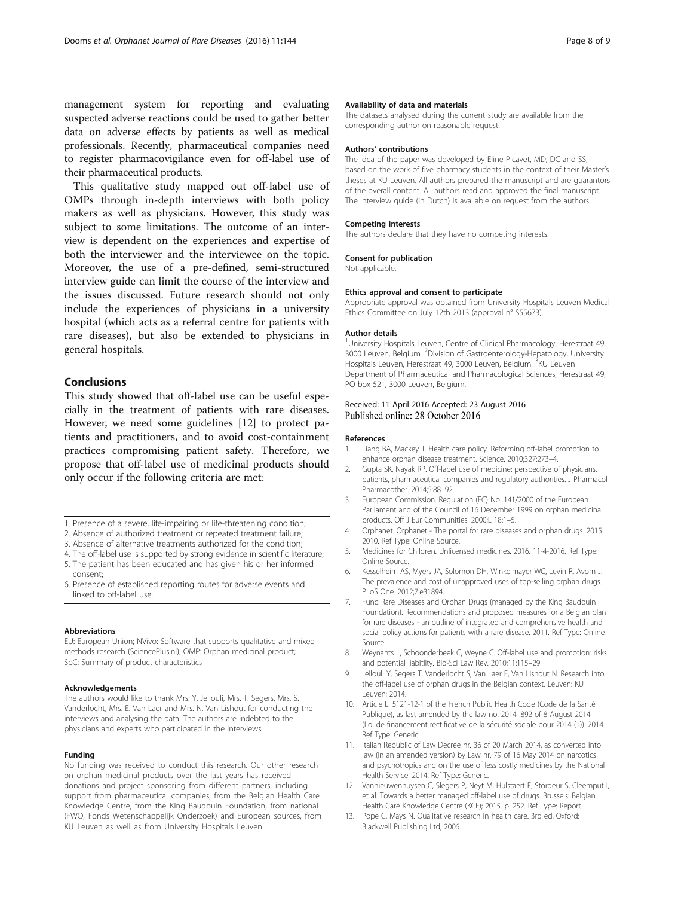management system for reporting and evaluating suspected adverse reactions could be used to gather better data on adverse effects by patients as well as medical professionals. Recently, pharmaceutical companies need to register pharmacovigilance even for off-label use of their pharmaceutical products.

This qualitative study mapped out off-label use of OMPs through in-depth interviews with both policy makers as well as physicians. However, this study was subject to some limitations. The outcome of an interview is dependent on the experiences and expertise of both the interviewer and the interviewee on the topic. Moreover, the use of a pre-defined, semi-structured interview guide can limit the course of the interview and the issues discussed. Future research should not only include the experiences of physicians in a university hospital (which acts as a referral centre for patients with rare diseases), but also be extended to physicians in general hospitals.

## Conclusions

This study showed that off-label use can be useful especially in the treatment of patients with rare diseases. However, we need some guidelines [12] to protect patients and practitioners, and to avoid cost-containment practices compromising patient safety. Therefore, we propose that off-label use of medicinal products should only occur if the following criteria are met:

1. Presence of a severe, life-impairing or life-threatening condition;
2. Absence of authorized treatment or repeated treatment failure;
3. Absence of alternative treatments authorized for the condition;
4. The off-label use is supported by strong evidence in scientific literature;
5. The patient has been educated and has given his or her informed consent;
6. Presence of established reporting routes for adverse events and linked to off-label use.

#### Abbreviations

EU: European Union; NVivo: Software that supports qualitative and mixed methods research (SciencePlus.nl); OMP: Orphan medicinal product; SpC: Summary of product characteristics

#### Acknowledgements

The authors would like to thank Mrs. Y. Jellouli, Mrs. T. Segers, Mrs. S. Vanderlocht, Mrs. E. Van Laer and Mrs. N. Van Lishout for conducting the interviews and analysing the data. The authors are indebted to the physicians and experts who participated in the interviews.

#### Funding

No funding was received to conduct this research. Our other research on orphan medicinal products over the last years has received donations and project sponsoring from different partners, including support from pharmaceutical companies, from the Belgian Health Care Knowledge Centre, from the King Baudouin Foundation, from national (FWO, Fonds Wetenschappelijk Onderzoek) and European sources, from KU Leuven as well as from University Hospitals Leuven.

#### Availability of data and materials

The datasets analysed during the current study are available from the corresponding author on reasonable request.

#### Authors' contributions

The idea of the paper was developed by Eline Picavet, MD, DC and SS, based on the work of five pharmacy students in the context of their Master's theses at KU Leuven. All authors prepared the manuscript and are guarantors of the overall content. All authors read and approved the final manuscript. The interview guide (in Dutch) is available on request from the authors.

#### Competing interests

The authors declare that they have no competing interests.

#### Consent for publication

Not applicable.

#### Ethics approval and consent to participate

Appropriate approval was obtained from University Hospitals Leuven Medical Ethics Committee on July 12th 2013 (approval n° S55673).

#### Author details

[1]University Hospitals Leuven, Centre of Clinical Pharmacology, Herestraat 49, 3000 Leuven, Belgium. [2]Division of Gastroenterology-Hepatology, University Hospitals Leuven, Herestraat 49, 3000 Leuven, Belgium. [3]KU Leuven Department of Pharmaceutical and Pharmacological Sciences, Herestraat 49, PO box 521, 3000 Leuven, Belgium.

Received: 11 April 2016 Accepted: 23 August 2016
Published online: 28 October 2016

#### References

1. Liang BA, Mackey T. Health care policy. Reforming off-label promotion to enhance orphan disease treatment. Science. 2010;327:273–4.
2. Gupta SK, Nayak RP. Off-label use of medicine: perspective of physicians, patients, pharmaceutical companies and regulatory authorities. J Pharmacol Pharmacother. 2014;5:88–92.
3. European Commission. Regulation (EC) No. 141/2000 of the European Parliament and of the Council of 16 December 1999 on orphan medicinal products. Off J Eur Communities. 2000;L 18:1–5.
4. Orphanet. Orphanet - The portal for rare diseases and orphan drugs. 2015. 2010. Ref Type: Online Source.
5. Medicines for Children. Unlicensed medicines. 2016. 11-4-2016. Ref Type: Online Source.
6. Kesselheim AS, Myers JA, Solomon DH, Winkelmayer WC, Levin R, Avorn J. The prevalence and cost of unapproved uses of top-selling orphan drugs. PLoS One. 2012;7:e31894.
7. Fund Rare Diseases and Orphan Drugs (managed by the King Baudouin Foundation). Recommendations and proposed measures for a Belgian plan for rare diseases - an outline of integrated and comprehensive health and social policy actions for patients with a rare disease. 2011. Ref Type: Online Source.
8. Weynants L, Schoonderbeek C, Weyne C. Off-label use and promotion: risks and potential liabitlity. Bio-Sci Law Rev. 2010;11:115–29.
9. Jellouli Y, Segers T, Vanderlocht S, Van Laer E, Van Lishout N. Research into the off-label use of orphan drugs in the Belgian context. Leuven: KU Leuven; 2014.
10. Article L. 5121-12-1 of the French Public Health Code (Code de la Santé Publique), as last amended by the law no. 2014–892 of 8 August 2014 (Loi de financement rectificative de la sécurité sociale pour 2014 (1)). 2014. Ref Type: Generic.
11. Italian Republic of Law Decree nr. 36 of 20 March 2014, as converted into law (in an amended version) by Law nr. 79 of 16 May 2014 on narcotics and psychotropics and on the use of less costly medicines by the National Health Service. 2014. Ref Type: Generic.
12. Vannieuwenhuysen C, Slegers P, Neyt M, Hulstaert F, Stordeur S, Cleemput I, et al. Towards a better managed off-label use of drugs. Brussels: Belgian Health Care Knowledge Centre (KCE); 2015. p. 252. Ref Type: Report.
13. Pope C, Mays N. Qualitative research in health care. 3rd ed. Oxford: Blackwell Publishing Ltd; 2006.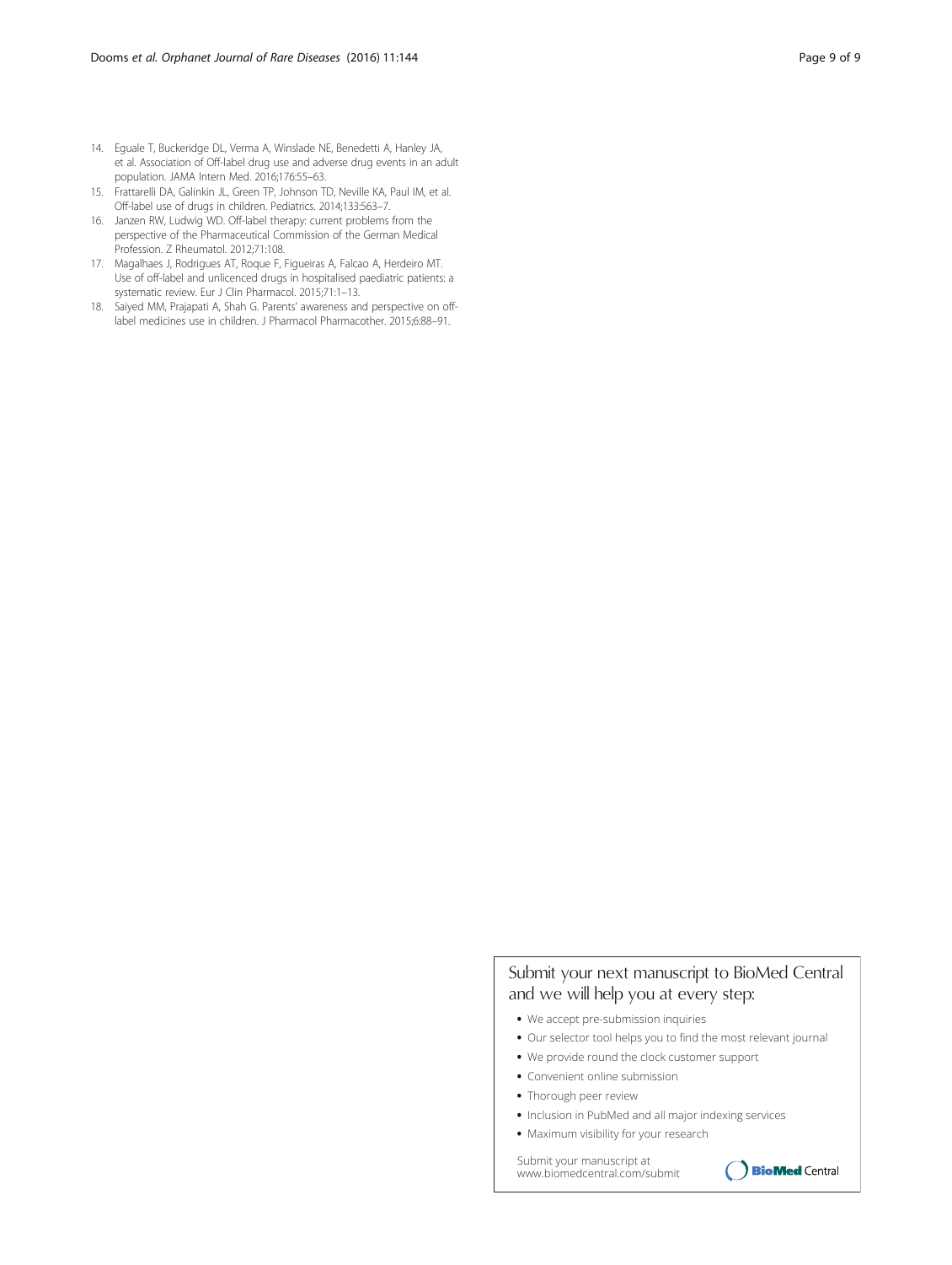14. Eguale T, Buckeridge DL, Verma A, Winslade NE, Benedetti A, Hanley JA, et al. Association of Off-label drug use and adverse drug events in an adult population. JAMA Intern Med. 2016;176:55–63.
15. Frattarelli DA, Galinkin JL, Green TP, Johnson TD, Neville KA, Paul IM, et al. Off-label use of drugs in children. Pediatrics. 2014;133:563–7.
16. Janzen RW, Ludwig WD. Off-label therapy: current problems from the perspective of the Pharmaceutical Commission of the German Medical Profession. Z Rheumatol. 2012;71:108.
17. Magalhaes J, Rodrigues AT, Roque F, Figueiras A, Falcao A, Herdeiro MT. Use of off-label and unlicenced drugs in hospitalised paediatric patients: a systematic review. Eur J Clin Pharmacol. 2015;71:1–13.
18. Saiyed MM, Prajapati A, Shah G. Parents' awareness and perspective on off-label medicines use in children. J Pharmacol Pharmacother. 2015;6:88–91.

Submit your next manuscript to BioMed Central and we will help you at every step:

- We accept pre-submission inquiries
- Our selector tool helps you to find the most relevant journal
- We provide round the clock customer support
- Convenient online submission
- Thorough peer review
- Inclusion in PubMed and all major indexing services
- Maximum visibility for your research

Submit your manuscript at
www.biomedcentral.com/submit

BioMed Central